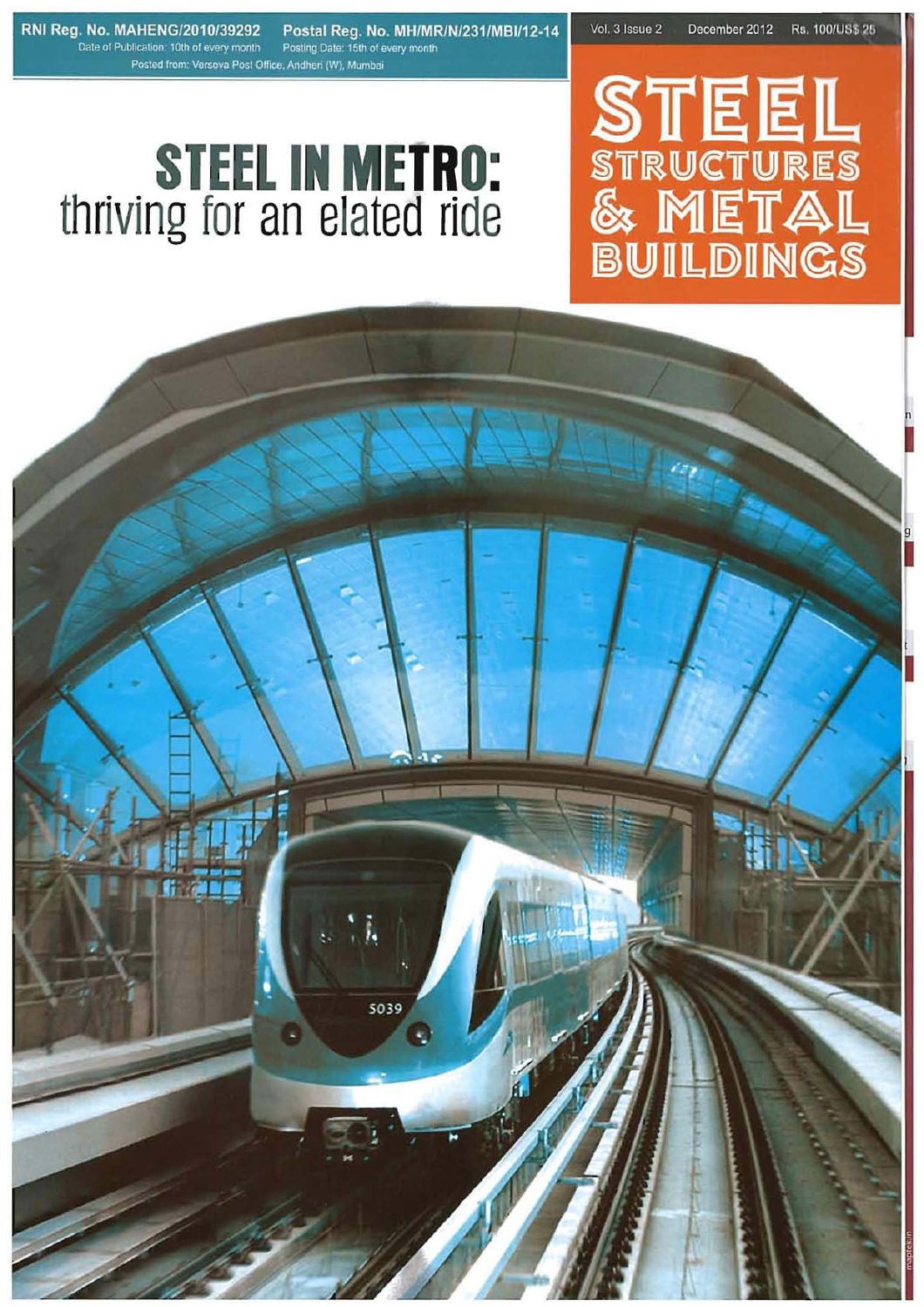RNI Reg. No. MAHENG/2010/39292 Postal Reg. No. MH/MR/N/231/MBI/12-14

Date of Publication: 10th of every month Posting Date: 15th of every month

Posted from: Versova Post Office, Andheri (W), Mumbai

Vol. 3 Issue 2 December 2012 Rs. 100/US$ 25

# STEEL STRUCTURES & METAL BUILDINGS

## STEEL IN METRO: thriving for an elated ride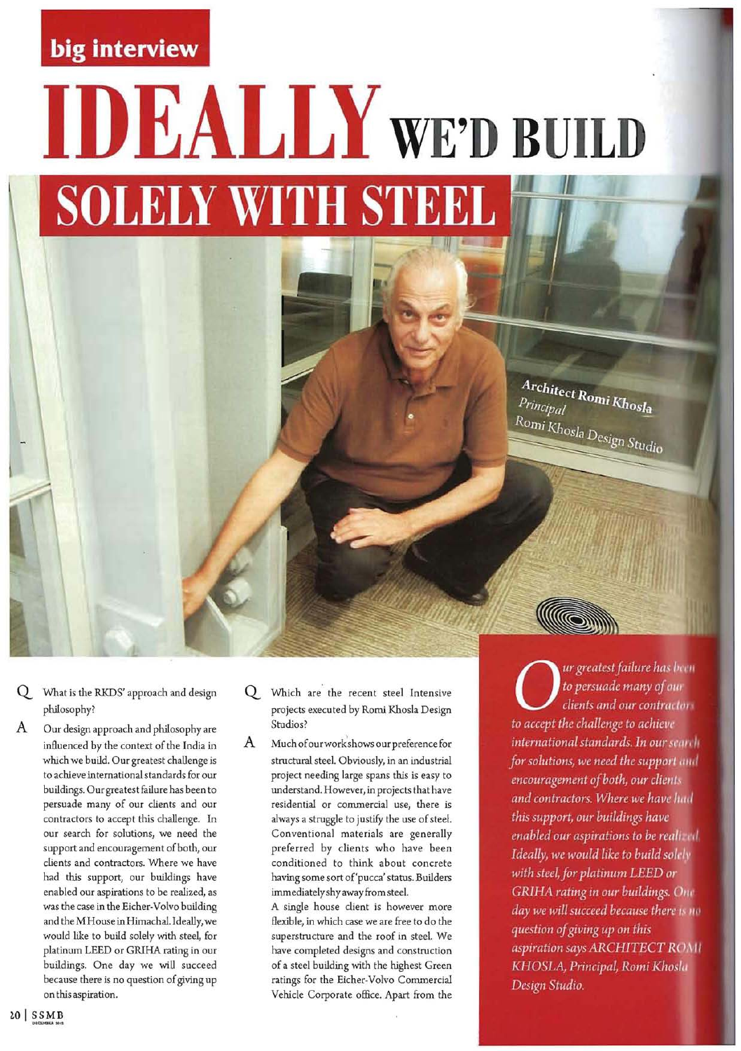big interview

# IDEALLY WE'D BUILD SOLELY WITH STEEL

Architect Romi Khosla
*Principal*
Romi Khosla Design Studio

*Our greatest failure has been to persuade many of our clients and our contractors to accept the challenge to achieve international standards. In our search for solutions, we need the support and encouragement of both, our clients and contractors. Where we have had this support, our buildings have enabled our aspirations to be realized. Ideally, we would like to build solely with steel, for platinum LEED or GRIHA rating in our buildings. One day we will succeed because there is no question of giving up on this aspiration says ARCHITECT ROMI KHOSLA, Principal, Romi Khosla Design Studio.*

**Q** What is the RKDS' approach and design philosophy?

**A** Our design approach and philosophy are influenced by the context of the India in which we build. Our greatest challenge is to achieve international standards for our buildings. Our greatest failure has been to persuade many of our clients and our contractors to accept this challenge. In our search for solutions, we need the support and encouragement of both, our clients and contractors. Where we have had this support, our buildings have enabled our aspirations to be realized, as was the case in the Eicher-Volvo building and the M House in Himachal. Ideally, we would like to build solely with steel, for platinum LEED or GRIHA rating in our buildings. One day we will succeed because there is no question of giving up on this aspiration.

**Q** Which are the recent steel Intensive projects executed by Romi Khosla Design Studios?

**A** Much of our work shows our preference for structural steel. Obviously, in an industrial project needing large spans this is easy to understand. However, in projects that have residential or commercial use, there is always a struggle to justify the use of steel. Conventional materials are generally preferred by clients who have been conditioned to think about concrete having some sort of 'pucca' status. Builders immediately shy away from steel.

A single house client is however more flexible, in which case we are free to do the superstructure and the roof in steel. We have completed designs and construction of a steel building with the highest Green ratings for the Eicher-Volvo Commercial Vehicle Corporate office. Apart from the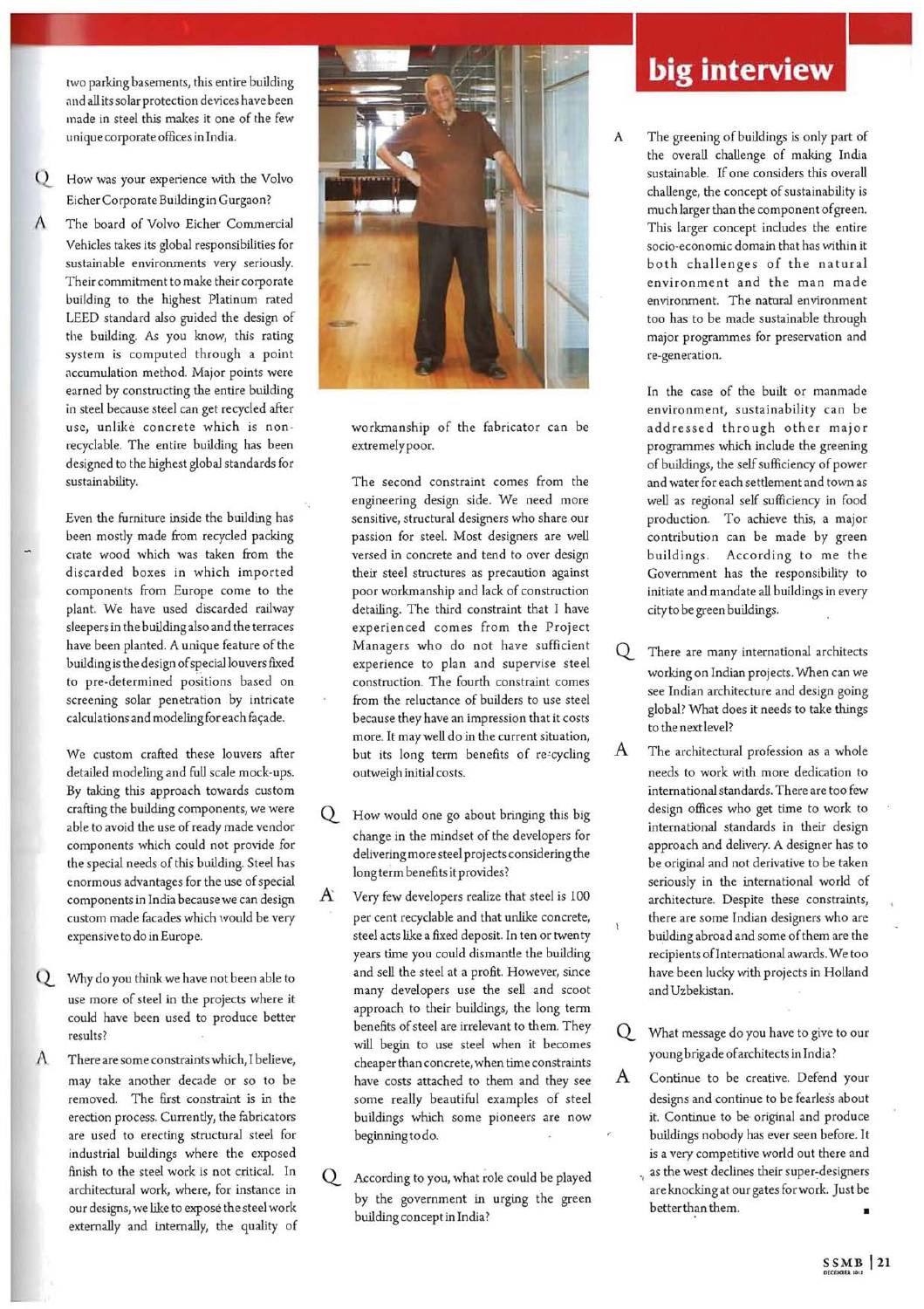two parking basements, this entire building and all its solar protection devices have been made in steel this makes it one of the few unique corporate offices in India.

**Q** How was your experience with the Volvo Eicher Corporate Building in Gurgaon?

**A** The board of Volvo Eicher Commercial Vehicles takes its global responsibilities for sustainable environments very seriously. Their commitment to make their corporate building to the highest Platinum rated LEED standard also guided the design of the building. As you know, this rating system is computed through a point accumulation method. Major points were earned by constructing the entire building in steel because steel can get recycled after use, unlike concrete which is non-recyclable. The entire building has been designed to the highest global standards for sustainability.

Even the furniture inside the building has been mostly made from recycled packing crate wood which was taken from the discarded boxes in which imported components from Europe come to the plant. We have used discarded railway sleepers in the building also and the terraces have been planted. A unique feature of the building is the design of special louvers fixed to pre-determined positions based on screening solar penetration by intricate calculations and modeling for each façade.

We custom crafted these louvers after detailed modeling and full scale mock-ups. By taking this approach towards custom crafting the building components, we were able to avoid the use of ready made vendor components which could not provide for the special needs of this building. Steel has enormous advantages for the use of special components in India because we can design custom made facades which would be very expensive to do in Europe.

**Q** Why do you think we have not been able to use more of steel in the projects where it could have been used to produce better results?

**A** There are some constraints which, I believe, may take another decade or so to be removed. The first constraint is in the erection process. Currently, the fabricators are used to erecting structural steel for industrial buildings where the exposed finish to the steel work is not critical. In architectural work, where, for instance in our designs, we like to expose the steel work externally and internally, the quality of workmanship of the fabricator can be extremely poor.

The second constraint comes from the engineering design side. We need more sensitive, structural designers who share our passion for steel. Most designers are well versed in concrete and tend to over design their steel structures as precaution against poor workmanship and lack of construction detailing. The third constraint that I have experienced comes from the Project Managers who do not have sufficient experience to plan and supervise steel construction. The fourth constraint comes from the reluctance of builders to use steel because they have an impression that it costs more. It may well do in the current situation, but its long term benefits of re-cycling outweigh initial costs.

**Q** How would one go about bringing this big change in the mindset of the developers for delivering more steel projects considering the long term benefits it provides?

**A** Very few developers realize that steel is 100 per cent recyclable and that unlike concrete, steel acts like a fixed deposit. In ten or twenty years time you could dismantle the building and sell the steel at a profit. However, since many developers use the sell and scoot approach to their buildings, the long term benefits of steel are irrelevant to them. They will begin to use steel when it becomes cheaper than concrete, when time constraints have costs attached to them and they see some really beautiful examples of steel buildings which some pioneers are now beginning to do.

**Q** According to you, what role could be played by the government in urging the green building concept in India?

## big interview

**A** The greening of buildings is only part of the overall challenge of making India sustainable. If one considers this overall challenge, the concept of sustainability is much larger than the component of green. This larger concept includes the entire socio-economic domain that has within it both challenges of the natural environment and the man made environment. The natural environment too has to be made sustainable through major programmes for preservation and re-generation.

In the case of the built or manmade environment, sustainability can be addressed through other major programmes which include the greening of buildings, the self sufficiency of power and water for each settlement and town as well as regional self sufficiency in food production. To achieve this, a major contribution can be made by green buildings. According to me the Government has the responsibility to initiate and mandate all buildings in every city to be green buildings.

**Q** There are many international architects working on Indian projects. When can we see Indian architecture and design going global? What does it needs to take things to the next level?

**A** The architectural profession as a whole needs to work with more dedication to international standards. There are too few design offices who get time to work to international standards in their design approach and delivery. A designer has to be original and not derivative to be taken seriously in the international world of architecture. Despite these constraints, there are some Indian designers who are building abroad and some of them are the recipients of International awards. We too have been lucky with projects in Holland and Uzbekistan.

**Q** What message do you have to give to our young brigade of architects in India?

**A** Continue to be creative. Defend your designs and continue to be fearless about it. Continue to be original and produce buildings nobody has ever seen before. It is a very competitive world out there and as the west declines their super-designers are knocking at our gates for work. Just be better than them. ■